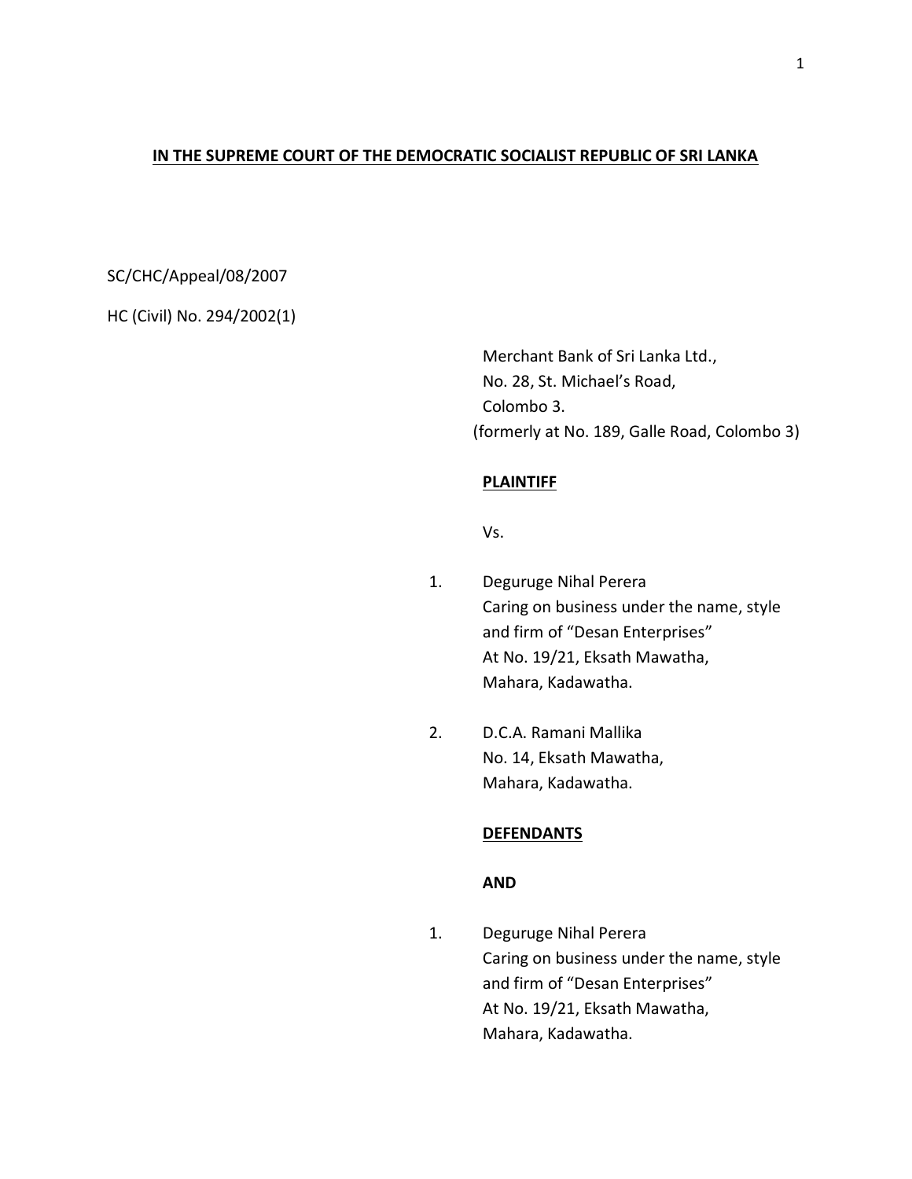**IN THE SUPREME COURT OF THE DEMOCRATIC SOCIALIST REPUBLIC OF SRI LANKA**

SC/CHC/Appeal/08/2007

HC (Civil) No. 294/2002(1)

Merchant Bank of Sri Lanka Ltd.,
No. 28, St. Michael's Road,
Colombo 3.
(formerly at No. 189, Galle Road, Colombo 3)

**PLAINTIFF**

Vs.

1. Deguruge Nihal Perera
   Caring on business under the name, style and firm of "Desan Enterprises"
   At No. 19/21, Eksath Mawatha,
   Mahara, Kadawatha.

2. D.C.A. Ramani Mallika
   No. 14, Eksath Mawatha,
   Mahara, Kadawatha.

**DEFENDANTS**

**AND**

1. Deguruge Nihal Perera
   Caring on business under the name, style and firm of "Desan Enterprises"
   At No. 19/21, Eksath Mawatha,
   Mahara, Kadawatha.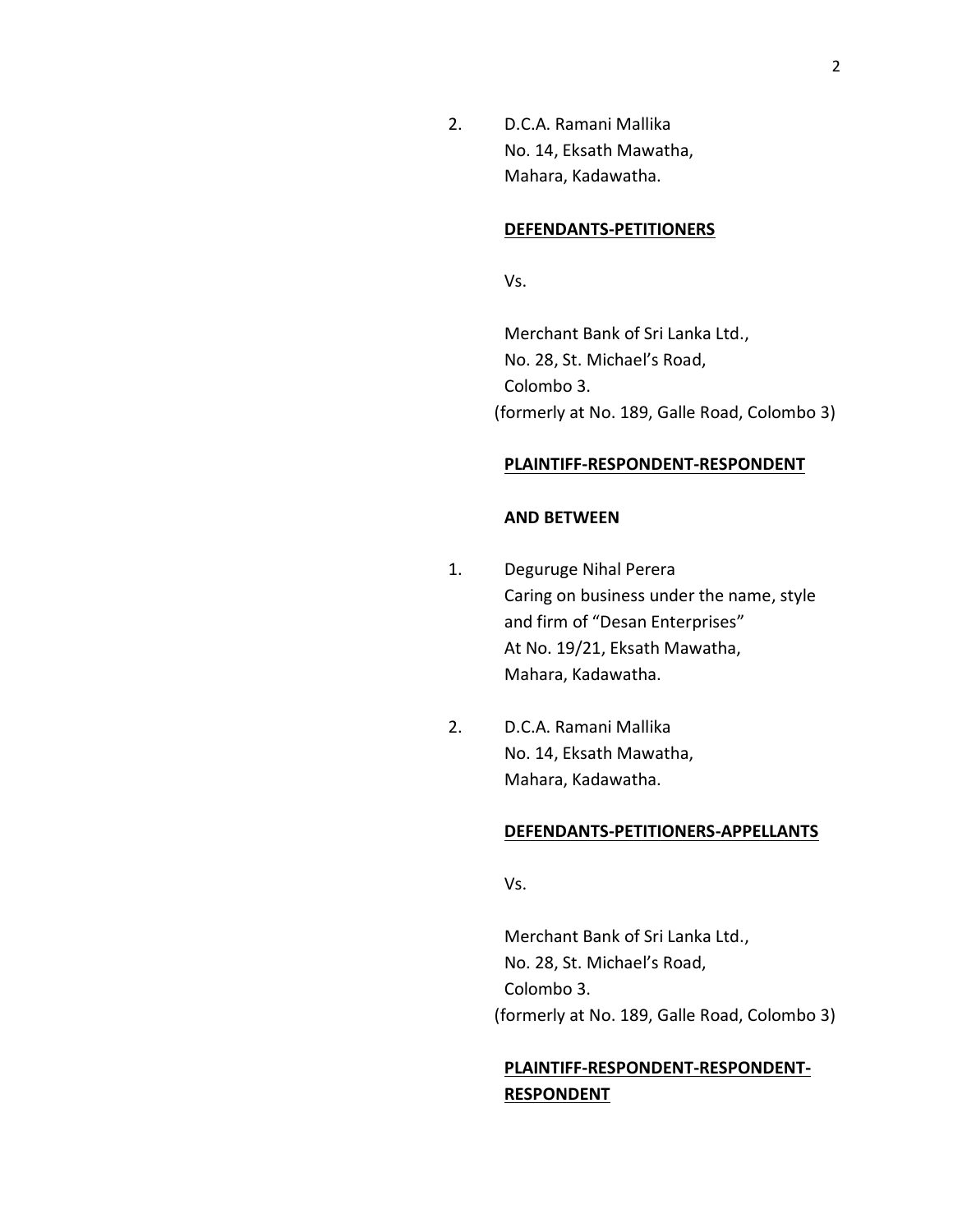2. D.C.A. Ramani Mallika
   No. 14, Eksath Mawatha,
   Mahara, Kadawatha.

**DEFENDANTS-PETITIONERS**

Vs.

Merchant Bank of Sri Lanka Ltd.,
No. 28, St. Michael's Road,
Colombo 3.
(formerly at No. 189, Galle Road, Colombo 3)

**PLAINTIFF-RESPONDENT-RESPONDENT**

**AND BETWEEN**

1. Deguruge Nihal Perera
   Caring on business under the name, style and firm of "Desan Enterprises"
   At No. 19/21, Eksath Mawatha,
   Mahara, Kadawatha.

2. D.C.A. Ramani Mallika
   No. 14, Eksath Mawatha,
   Mahara, Kadawatha.

**DEFENDANTS-PETITIONERS-APPELLANTS**

Vs.

Merchant Bank of Sri Lanka Ltd.,
No. 28, St. Michael's Road,
Colombo 3.
(formerly at No. 189, Galle Road, Colombo 3)

**PLAINTIFF-RESPONDENT-RESPONDENT-RESPONDENT**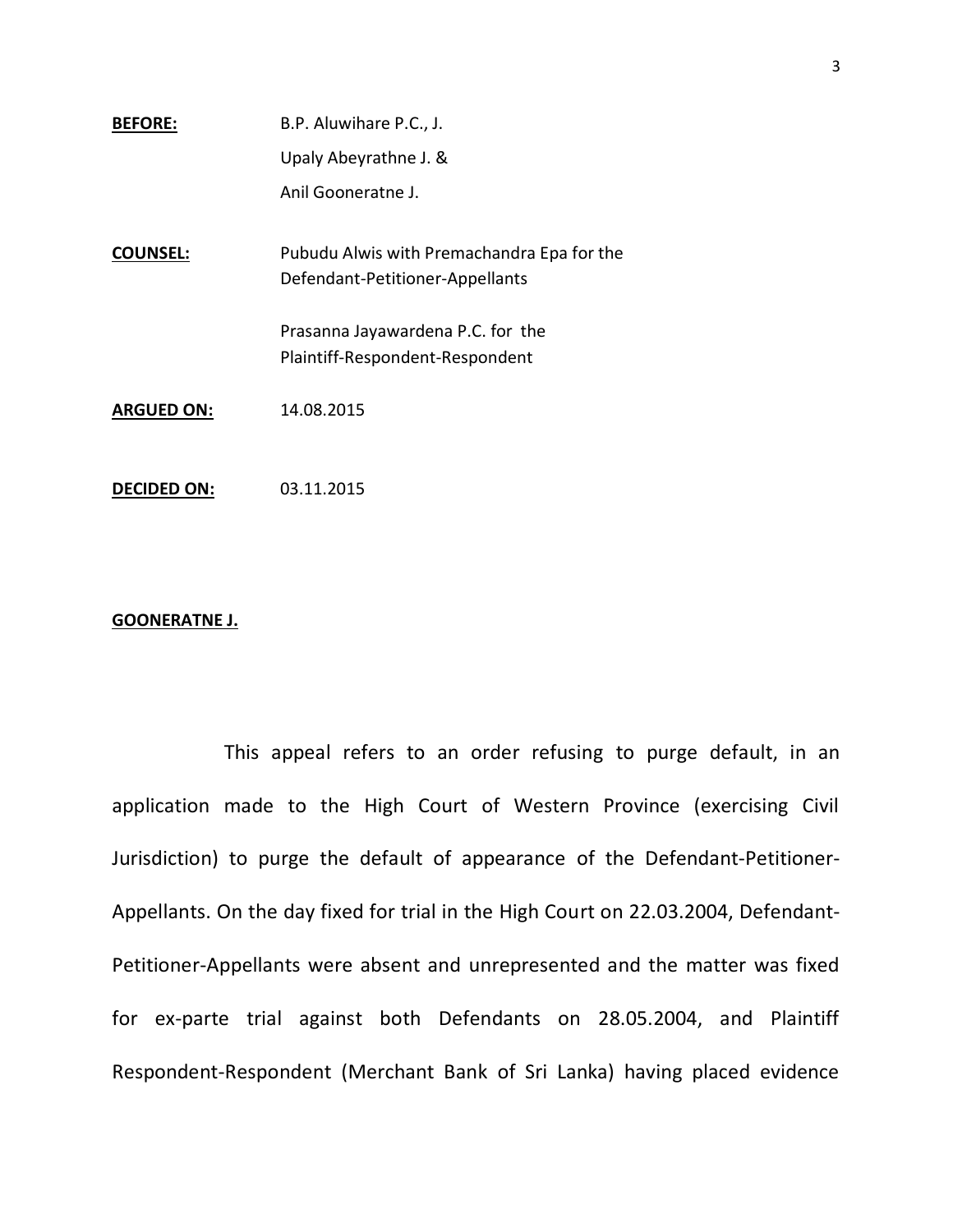**BEFORE:** B.P. Aluwihare P.C., J.
Upaly Abeyrathne J. &
Anil Gooneratne J.

**COUNSEL:** Pubudu Alwis with Premachandra Epa for the Defendant-Petitioner-Appellants

Prasanna Jayawardena P.C. for the Plaintiff-Respondent-Respondent

**ARGUED ON:** 14.08.2015

**DECIDED ON:** 03.11.2015

**GOONERATNE J.**

This appeal refers to an order refusing to purge default, in an application made to the High Court of Western Province (exercising Civil Jurisdiction) to purge the default of appearance of the Defendant-Petitioner-Appellants. On the day fixed for trial in the High Court on 22.03.2004, Defendant-Petitioner-Appellants were absent and unrepresented and the matter was fixed for ex-parte trial against both Defendants on 28.05.2004, and Plaintiff Respondent-Respondent (Merchant Bank of Sri Lanka) having placed evidence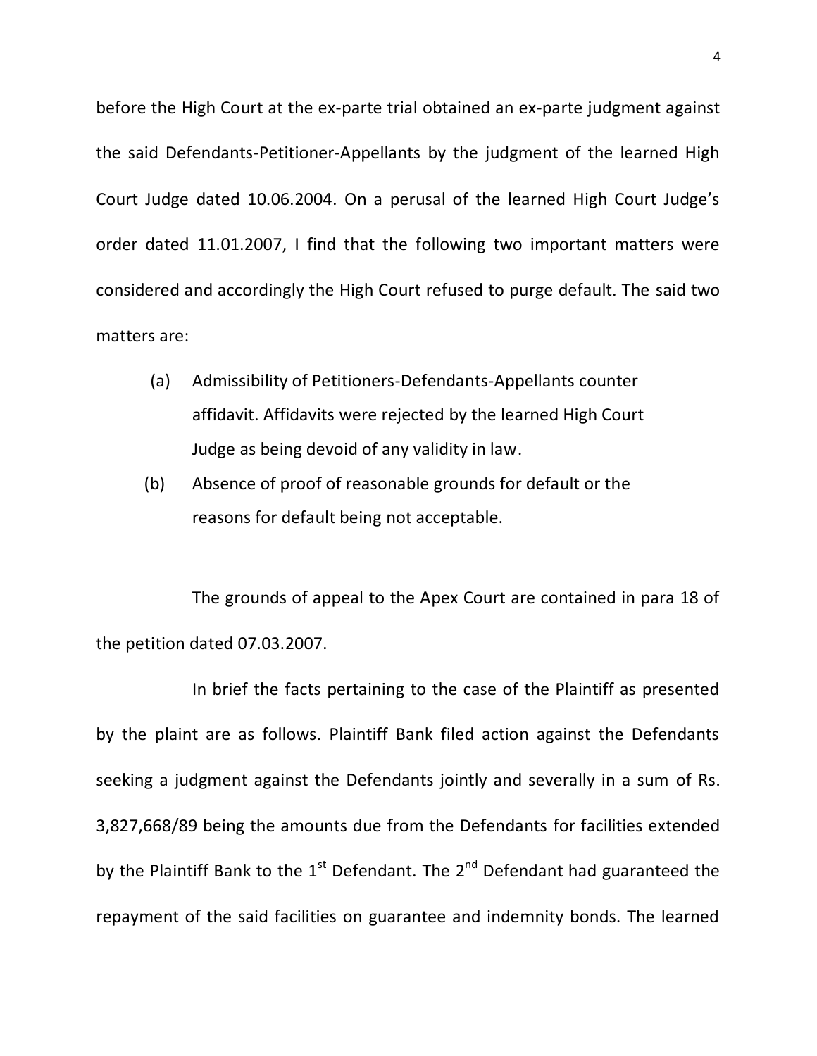before the High Court at the ex-parte trial obtained an ex-parte judgment against the said Defendants-Petitioner-Appellants by the judgment of the learned High Court Judge dated 10.06.2004. On a perusal of the learned High Court Judge's order dated 11.01.2007, I find that the following two important matters were considered and accordingly the High Court refused to purge default. The said two matters are:

(a) Admissibility of Petitioners-Defendants-Appellants counter affidavit. Affidavits were rejected by the learned High Court Judge as being devoid of any validity in law.

(b) Absence of proof of reasonable grounds for default or the reasons for default being not acceptable.

The grounds of appeal to the Apex Court are contained in para 18 of the petition dated 07.03.2007.

In brief the facts pertaining to the case of the Plaintiff as presented by the plaint are as follows. Plaintiff Bank filed action against the Defendants seeking a judgment against the Defendants jointly and severally in a sum of Rs. 3,827,668/89 being the amounts due from the Defendants for facilities extended by the Plaintiff Bank to the 1st Defendant. The 2nd Defendant had guaranteed the repayment of the said facilities on guarantee and indemnity bonds. The learned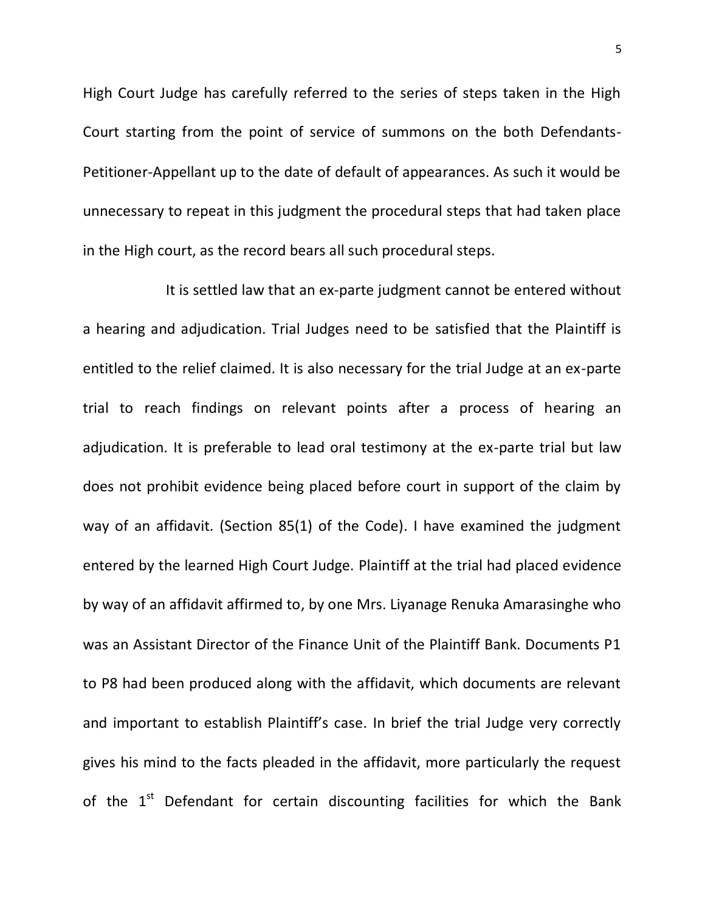High Court Judge has carefully referred to the series of steps taken in the High Court starting from the point of service of summons on the both Defendants-Petitioner-Appellant up to the date of default of appearances. As such it would be unnecessary to repeat in this judgment the procedural steps that had taken place in the High court, as the record bears all such procedural steps.

It is settled law that an ex-parte judgment cannot be entered without a hearing and adjudication. Trial Judges need to be satisfied that the Plaintiff is entitled to the relief claimed. It is also necessary for the trial Judge at an ex-parte trial to reach findings on relevant points after a process of hearing an adjudication. It is preferable to lead oral testimony at the ex-parte trial but law does not prohibit evidence being placed before court in support of the claim by way of an affidavit. (Section 85(1) of the Code). I have examined the judgment entered by the learned High Court Judge. Plaintiff at the trial had placed evidence by way of an affidavit affirmed to, by one Mrs. Liyanage Renuka Amarasinghe who was an Assistant Director of the Finance Unit of the Plaintiff Bank. Documents P1 to P8 had been produced along with the affidavit, which documents are relevant and important to establish Plaintiff's case. In brief the trial Judge very correctly gives his mind to the facts pleaded in the affidavit, more particularly the request of the 1st Defendant for certain discounting facilities for which the Bank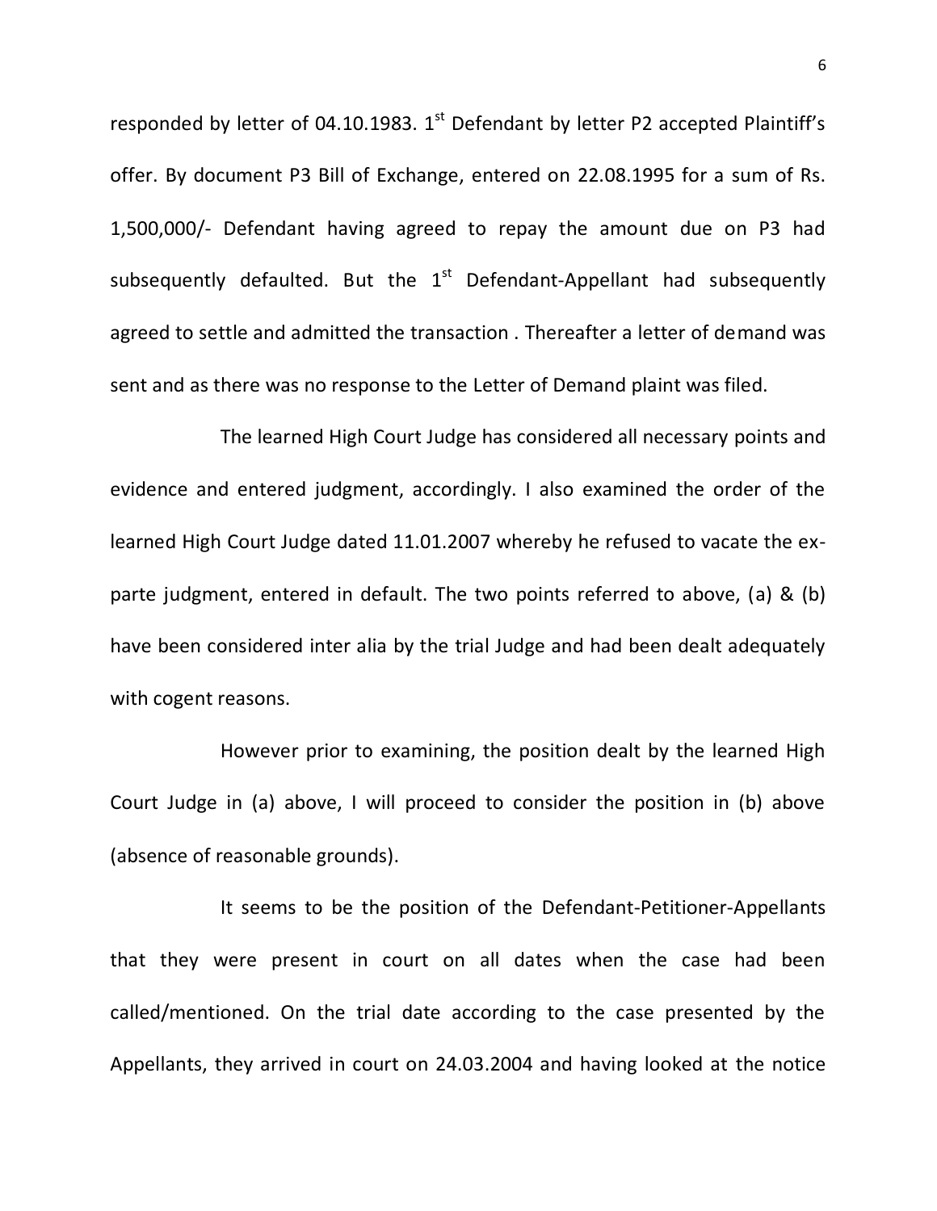responded by letter of 04.10.1983. 1st Defendant by letter P2 accepted Plaintiff's offer. By document P3 Bill of Exchange, entered on 22.08.1995 for a sum of Rs. 1,500,000/- Defendant having agreed to repay the amount due on P3 had subsequently defaulted. But the 1st Defendant-Appellant had subsequently agreed to settle and admitted the transaction . Thereafter a letter of demand was sent and as there was no response to the Letter of Demand plaint was filed.

The learned High Court Judge has considered all necessary points and evidence and entered judgment, accordingly. I also examined the order of the learned High Court Judge dated 11.01.2007 whereby he refused to vacate the ex-parte judgment, entered in default. The two points referred to above, (a) & (b) have been considered inter alia by the trial Judge and had been dealt adequately with cogent reasons.

However prior to examining, the position dealt by the learned High Court Judge in (a) above, I will proceed to consider the position in (b) above (absence of reasonable grounds).

It seems to be the position of the Defendant-Petitioner-Appellants that they were present in court on all dates when the case had been called/mentioned. On the trial date according to the case presented by the Appellants, they arrived in court on 24.03.2004 and having looked at the notice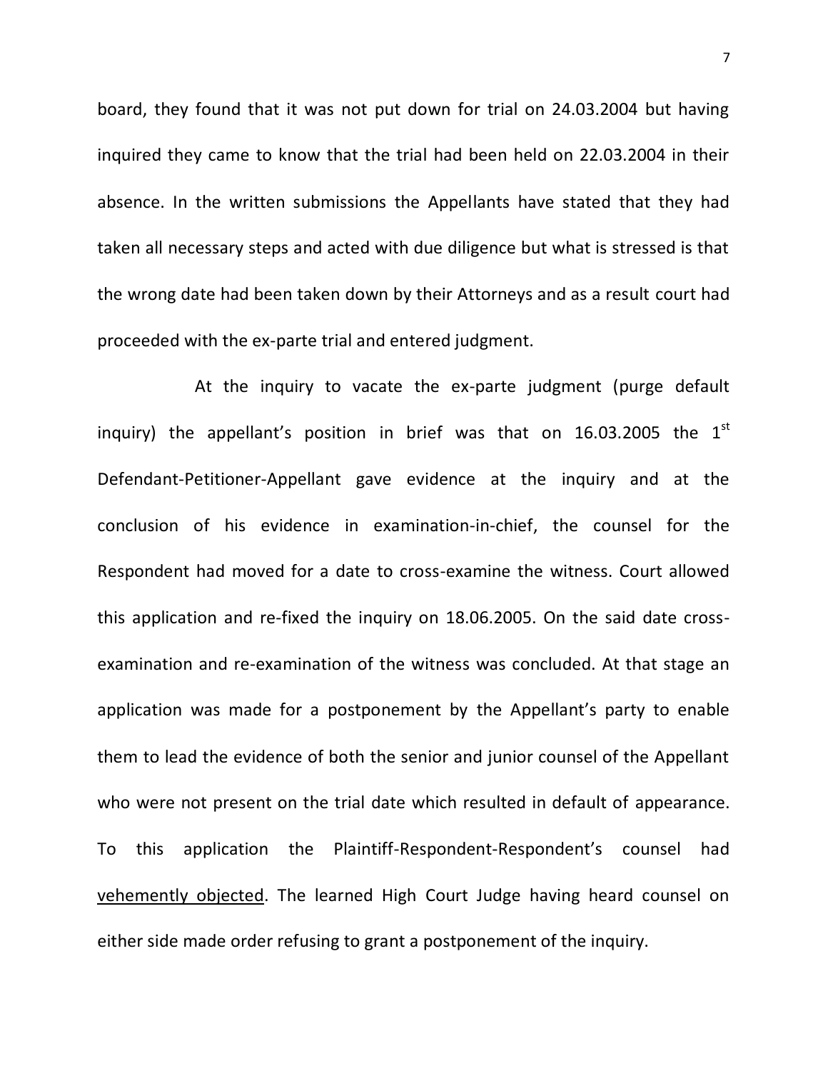board, they found that it was not put down for trial on 24.03.2004 but having inquired they came to know that the trial had been held on 22.03.2004 in their absence. In the written submissions the Appellants have stated that they had taken all necessary steps and acted with due diligence but what is stressed is that the wrong date had been taken down by their Attorneys and as a result court had proceeded with the ex-parte trial and entered judgment.

At the inquiry to vacate the ex-parte judgment (purge default inquiry) the appellant's position in brief was that on 16.03.2005 the 1st Defendant-Petitioner-Appellant gave evidence at the inquiry and at the conclusion of his evidence in examination-in-chief, the counsel for the Respondent had moved for a date to cross-examine the witness. Court allowed this application and re-fixed the inquiry on 18.06.2005. On the said date cross-examination and re-examination of the witness was concluded. At that stage an application was made for a postponement by the Appellant's party to enable them to lead the evidence of both the senior and junior counsel of the Appellant who were not present on the trial date which resulted in default of appearance. To this application the Plaintiff-Respondent-Respondent's counsel had <u>vehemently objected</u>. The learned High Court Judge having heard counsel on either side made order refusing to grant a postponement of the inquiry.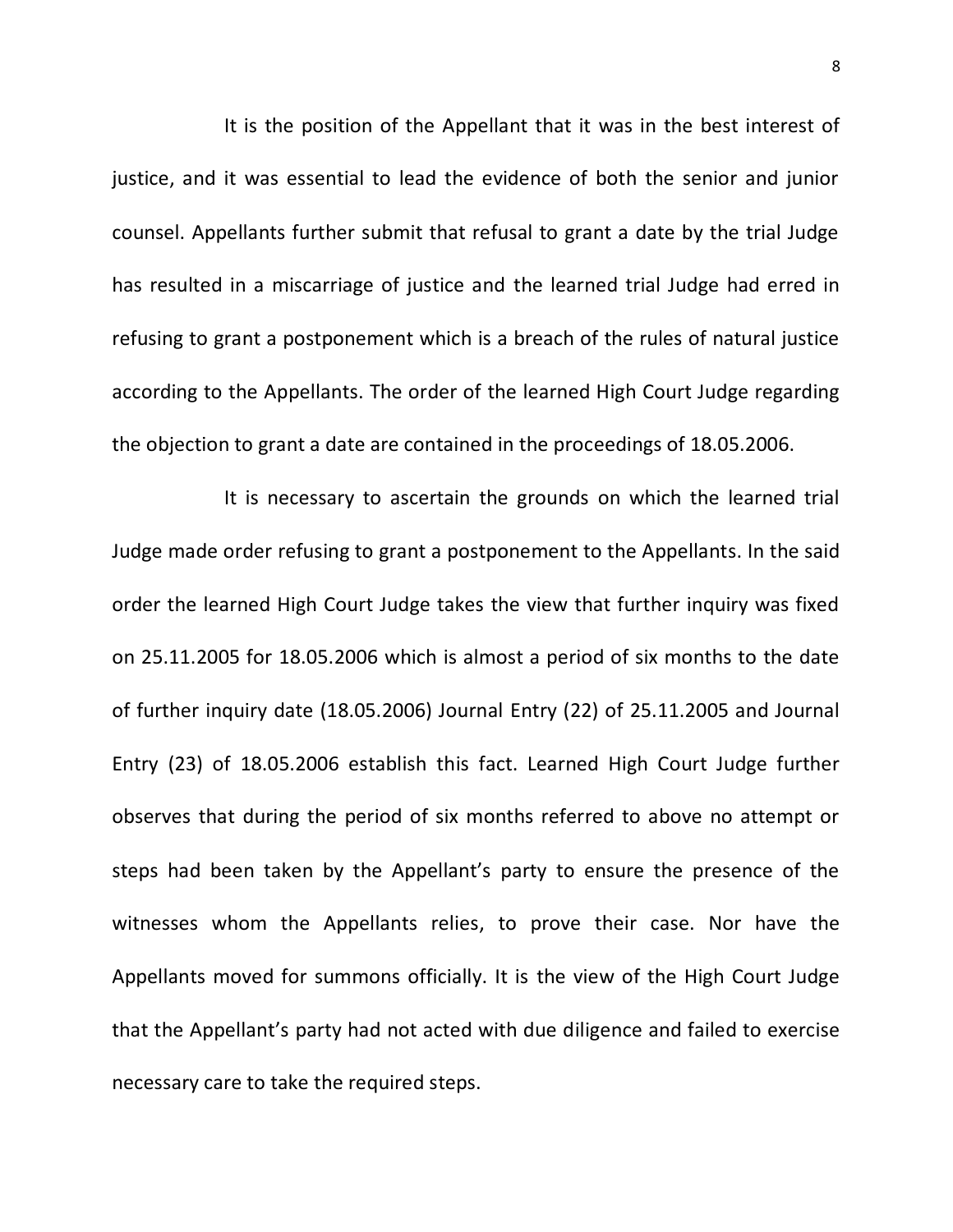It is the position of the Appellant that it was in the best interest of justice, and it was essential to lead the evidence of both the senior and junior counsel. Appellants further submit that refusal to grant a date by the trial Judge has resulted in a miscarriage of justice and the learned trial Judge had erred in refusing to grant a postponement which is a breach of the rules of natural justice according to the Appellants. The order of the learned High Court Judge regarding the objection to grant a date are contained in the proceedings of 18.05.2006.

It is necessary to ascertain the grounds on which the learned trial Judge made order refusing to grant a postponement to the Appellants. In the said order the learned High Court Judge takes the view that further inquiry was fixed on 25.11.2005 for 18.05.2006 which is almost a period of six months to the date of further inquiry date (18.05.2006) Journal Entry (22) of 25.11.2005 and Journal Entry (23) of 18.05.2006 establish this fact. Learned High Court Judge further observes that during the period of six months referred to above no attempt or steps had been taken by the Appellant's party to ensure the presence of the witnesses whom the Appellants relies, to prove their case. Nor have the Appellants moved for summons officially. It is the view of the High Court Judge that the Appellant's party had not acted with due diligence and failed to exercise necessary care to take the required steps.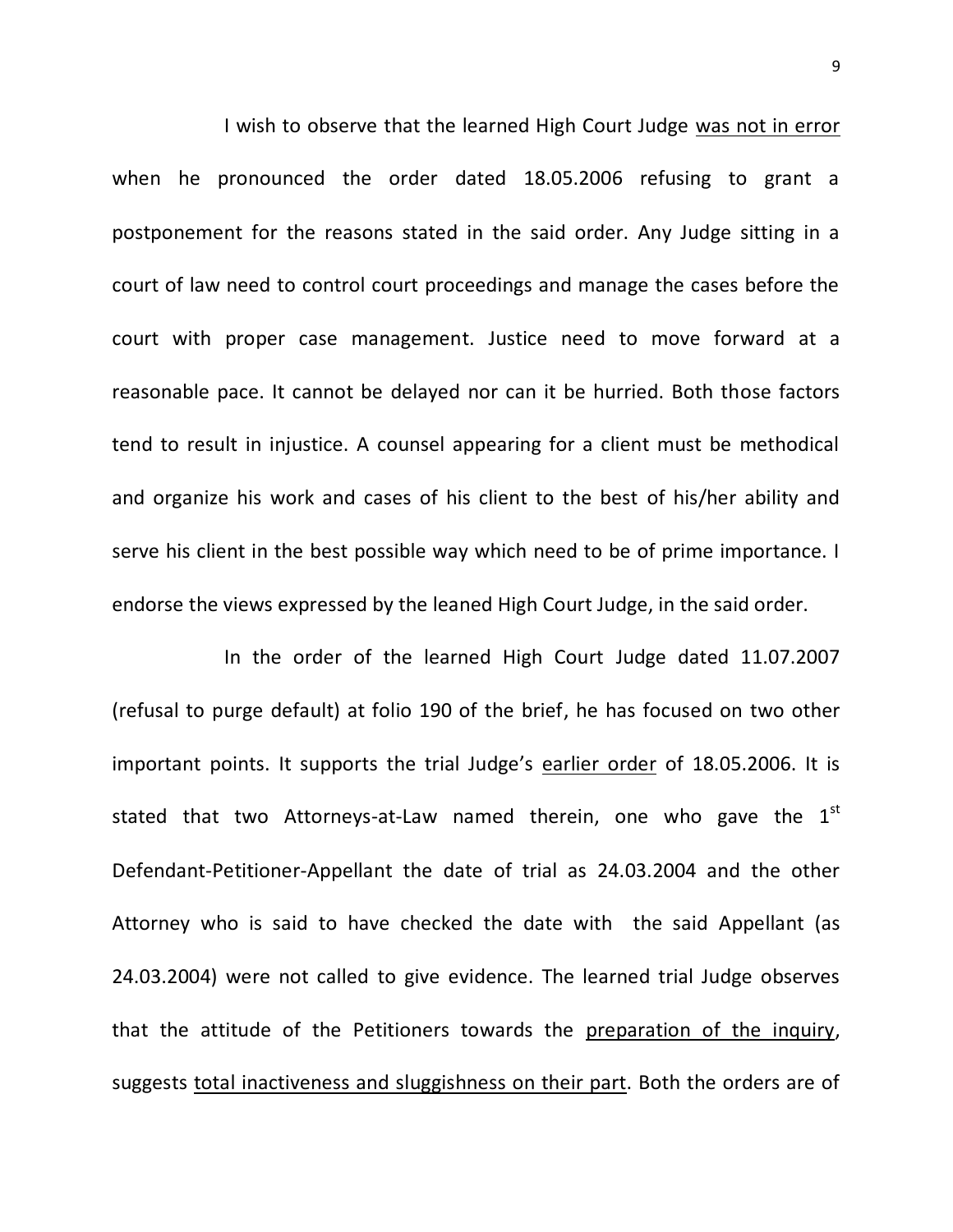I wish to observe that the learned High Court Judge <u>was not in error</u> when he pronounced the order dated 18.05.2006 refusing to grant a postponement for the reasons stated in the said order. Any Judge sitting in a court of law need to control court proceedings and manage the cases before the court with proper case management. Justice need to move forward at a reasonable pace. It cannot be delayed nor can it be hurried. Both those factors tend to result in injustice. A counsel appearing for a client must be methodical and organize his work and cases of his client to the best of his/her ability and serve his client in the best possible way which need to be of prime importance. I endorse the views expressed by the leaned High Court Judge, in the said order.

In the order of the learned High Court Judge dated 11.07.2007 (refusal to purge default) at folio 190 of the brief, he has focused on two other important points. It supports the trial Judge's <u>earlier order</u> of 18.05.2006. It is stated that two Attorneys-at-Law named therein, one who gave the 1st Defendant-Petitioner-Appellant the date of trial as 24.03.2004 and the other Attorney who is said to have checked the date with the said Appellant (as 24.03.2004) were not called to give evidence. The learned trial Judge observes that the attitude of the Petitioners towards the <u>preparation of the inquiry</u>, suggests <u>total inactiveness and sluggishness on their part</u>. Both the orders are of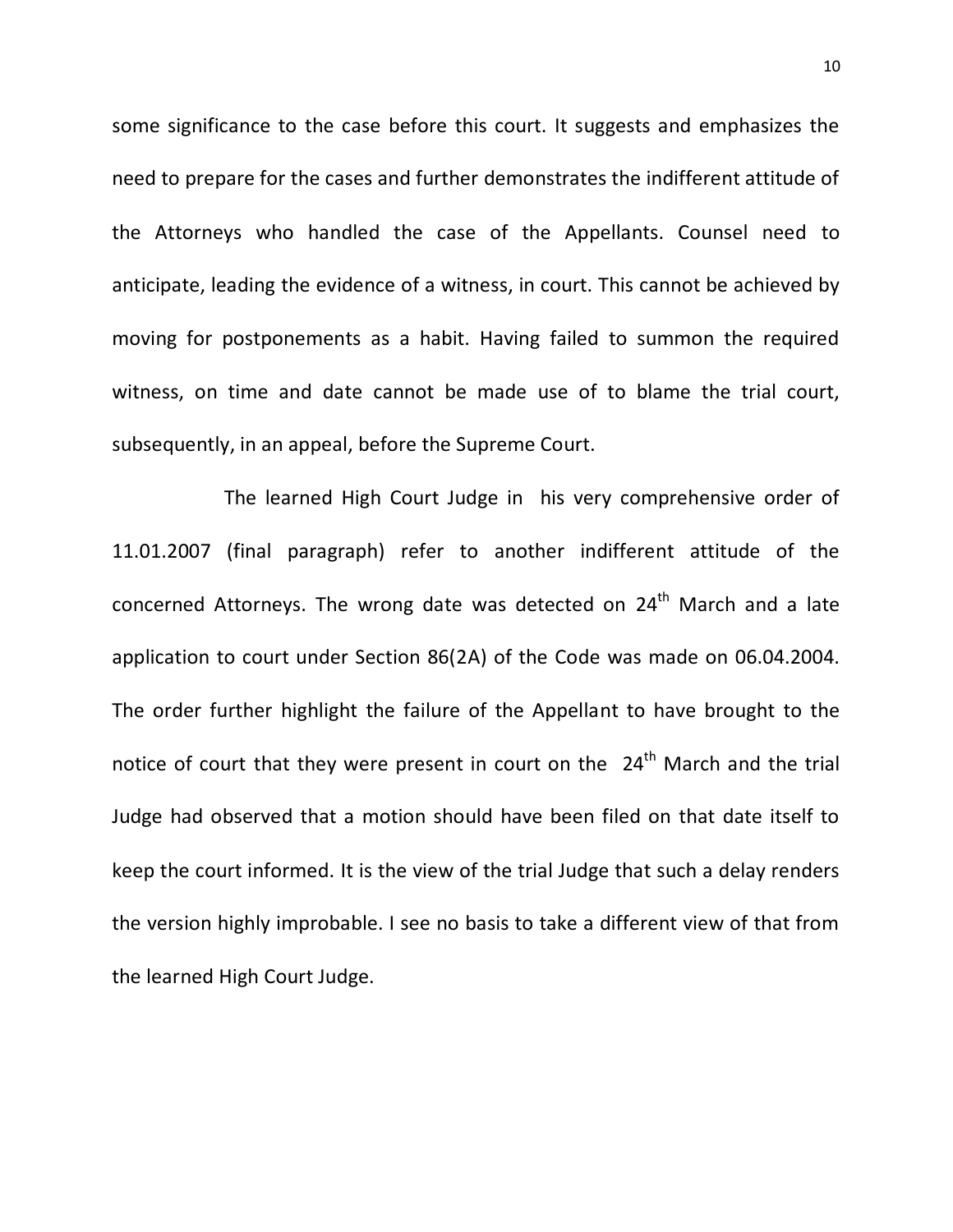some significance to the case before this court. It suggests and emphasizes the need to prepare for the cases and further demonstrates the indifferent attitude of the Attorneys who handled the case of the Appellants. Counsel need to anticipate, leading the evidence of a witness, in court. This cannot be achieved by moving for postponements as a habit. Having failed to summon the required witness, on time and date cannot be made use of to blame the trial court, subsequently, in an appeal, before the Supreme Court.

The learned High Court Judge in his very comprehensive order of 11.01.2007 (final paragraph) refer to another indifferent attitude of the concerned Attorneys. The wrong date was detected on 24th March and a late application to court under Section 86(2A) of the Code was made on 06.04.2004. The order further highlight the failure of the Appellant to have brought to the notice of court that they were present in court on the 24th March and the trial Judge had observed that a motion should have been filed on that date itself to keep the court informed. It is the view of the trial Judge that such a delay renders the version highly improbable. I see no basis to take a different view of that from the learned High Court Judge.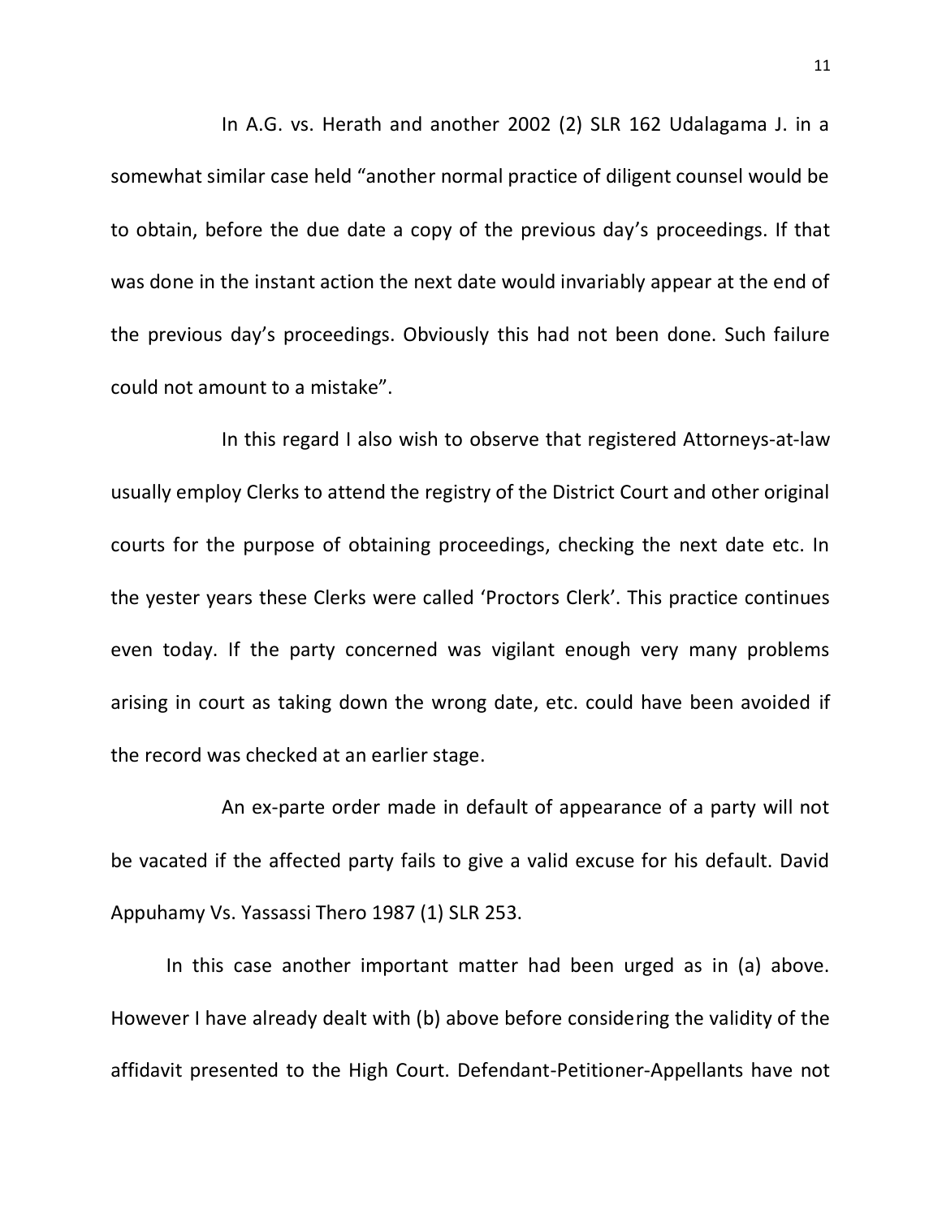In A.G. vs. Herath and another 2002 (2) SLR 162 Udalagama J. in a somewhat similar case held "another normal practice of diligent counsel would be to obtain, before the due date a copy of the previous day's proceedings. If that was done in the instant action the next date would invariably appear at the end of the previous day's proceedings. Obviously this had not been done. Such failure could not amount to a mistake".

In this regard I also wish to observe that registered Attorneys-at-law usually employ Clerks to attend the registry of the District Court and other original courts for the purpose of obtaining proceedings, checking the next date etc. In the yester years these Clerks were called 'Proctors Clerk'. This practice continues even today. If the party concerned was vigilant enough very many problems arising in court as taking down the wrong date, etc. could have been avoided if the record was checked at an earlier stage.

An ex-parte order made in default of appearance of a party will not be vacated if the affected party fails to give a valid excuse for his default. David Appuhamy Vs. Yassassi Thero 1987 (1) SLR 253.

In this case another important matter had been urged as in (a) above. However I have already dealt with (b) above before considering the validity of the affidavit presented to the High Court. Defendant-Petitioner-Appellants have not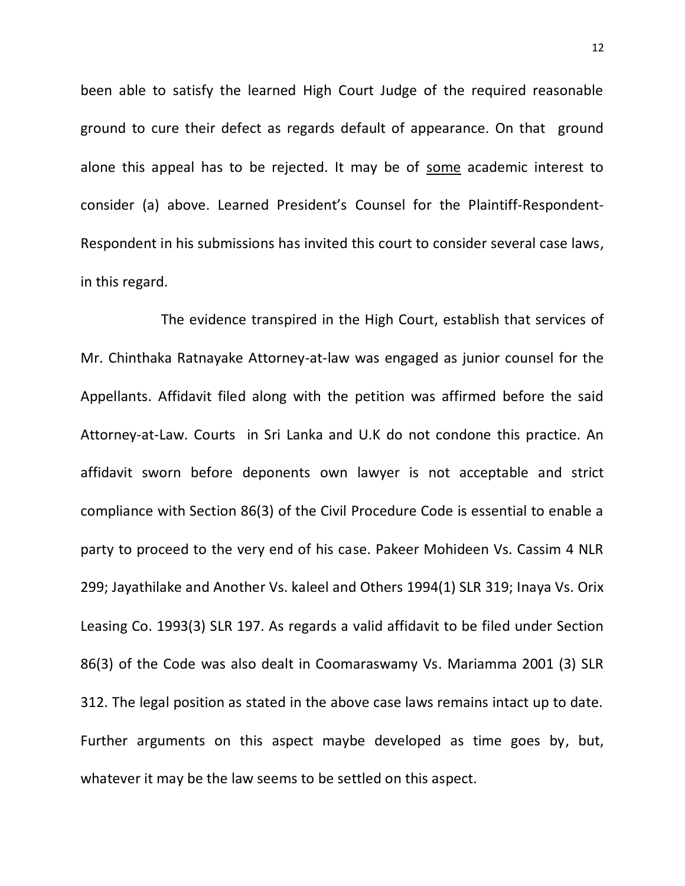been able to satisfy the learned High Court Judge of the required reasonable ground to cure their defect as regards default of appearance. On that ground alone this appeal has to be rejected. It may be of <u>some</u> academic interest to consider (a) above. Learned President's Counsel for the Plaintiff-Respondent-Respondent in his submissions has invited this court to consider several case laws, in this regard.

The evidence transpired in the High Court, establish that services of Mr. Chinthaka Ratnayake Attorney-at-law was engaged as junior counsel for the Appellants. Affidavit filed along with the petition was affirmed before the said Attorney-at-Law. Courts in Sri Lanka and U.K do not condone this practice. An affidavit sworn before deponents own lawyer is not acceptable and strict compliance with Section 86(3) of the Civil Procedure Code is essential to enable a party to proceed to the very end of his case. Pakeer Mohideen Vs. Cassim 4 NLR 299; Jayathilake and Another Vs. kaleel and Others 1994(1) SLR 319; Inaya Vs. Orix Leasing Co. 1993(3) SLR 197. As regards a valid affidavit to be filed under Section 86(3) of the Code was also dealt in Coomaraswamy Vs. Mariamma 2001 (3) SLR 312. The legal position as stated in the above case laws remains intact up to date. Further arguments on this aspect maybe developed as time goes by, but, whatever it may be the law seems to be settled on this aspect.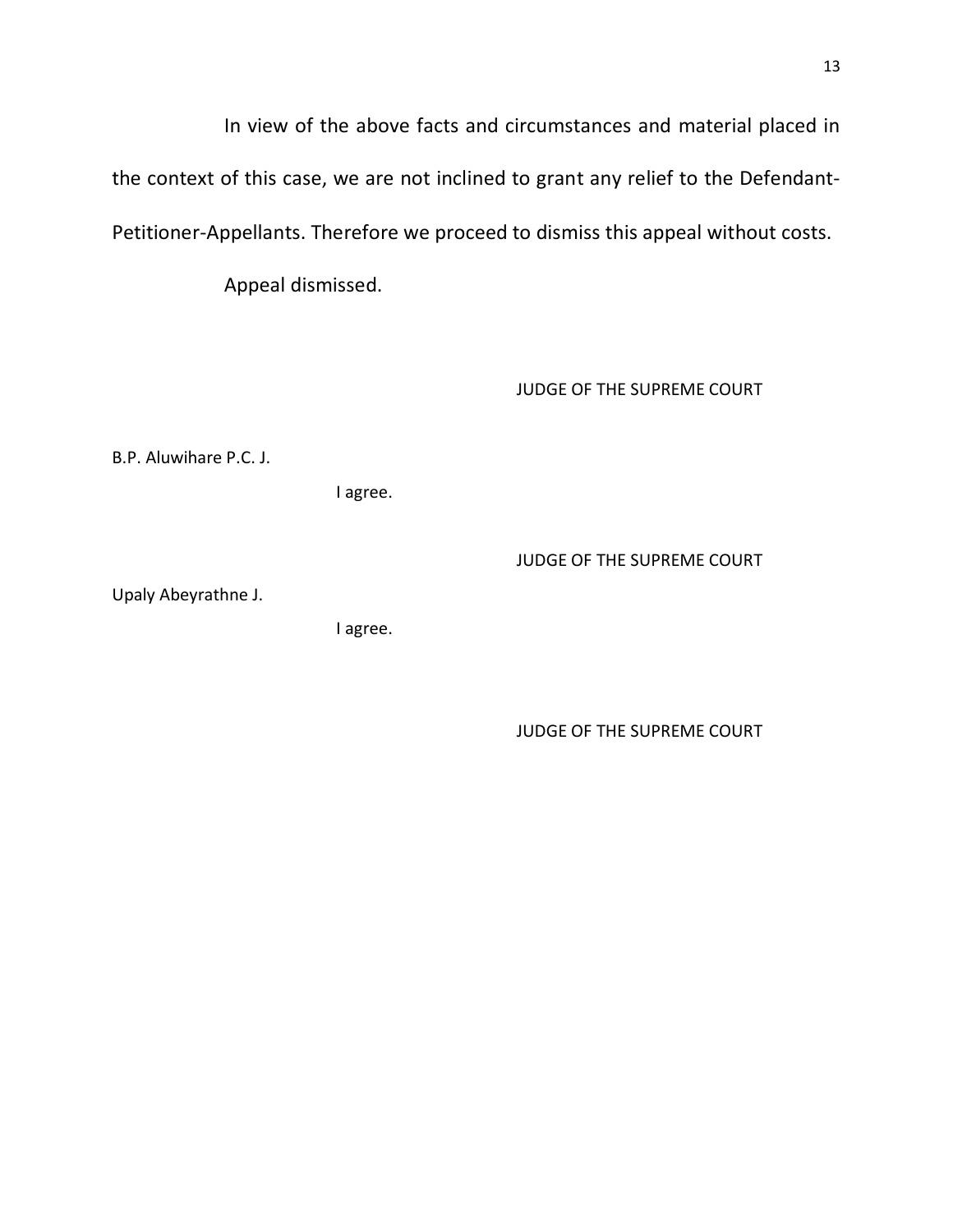In view of the above facts and circumstances and material placed in the context of this case, we are not inclined to grant any relief to the Defendant-Petitioner-Appellants. Therefore we proceed to dismiss this appeal without costs.

Appeal dismissed.

JUDGE OF THE SUPREME COURT

B.P. Aluwihare P.C. J.

I agree.

JUDGE OF THE SUPREME COURT

Upaly Abeyrathne J.

I agree.

JUDGE OF THE SUPREME COURT